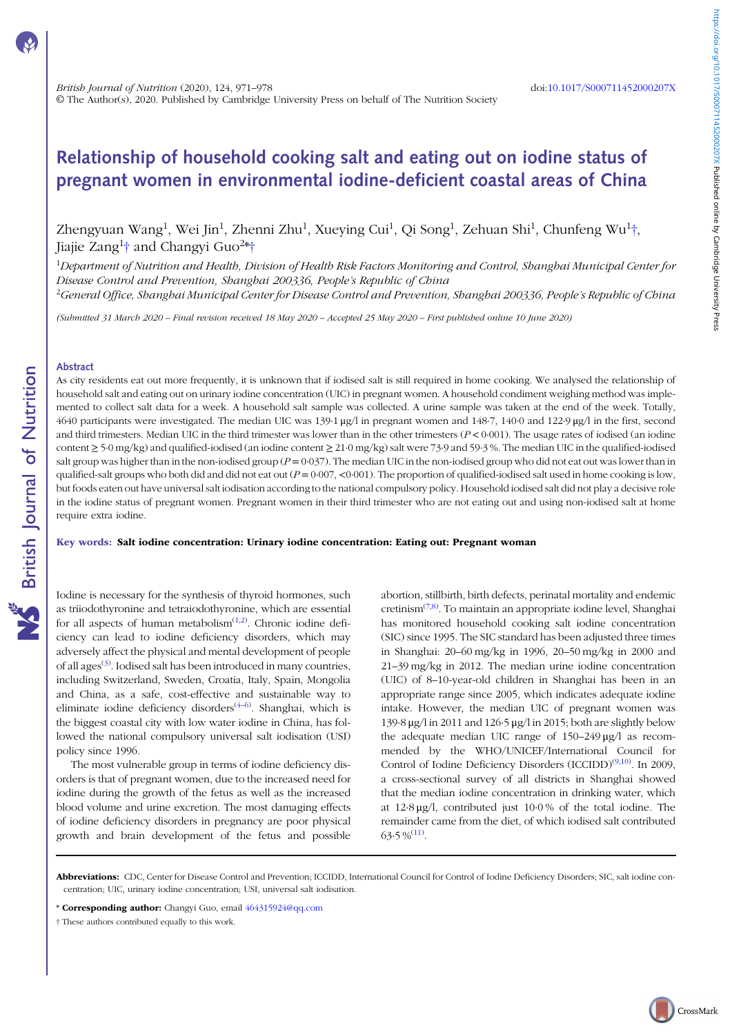# Relationship of household cooking salt and eating out on iodine status of pregnant women in environmental iodine-deficient coastal areas of China

Zhengyuan Wang[1], Wei Jin[1], Zhenni Zhu[1], Xueying Cui[1], Qi Song[1], Zehuan Shi[1], Chunfeng Wu[1]†, Jiajie Zang[1]† and Changyi Guo[2]*†

[1]*Department of Nutrition and Health, Division of Health Risk Factors Monitoring and Control, Shanghai Municipal Center for Disease Control and Prevention, Shanghai 200336, People's Republic of China*

[2]*General Office, Shanghai Municipal Center for Disease Control and Prevention, Shanghai 200336, People's Republic of China*

*(Submitted 31 March 2020 – Final revision received 18 May 2020 – Accepted 25 May 2020 – First published online 10 June 2020)*

## Abstract

As city residents eat out more frequently, it is unknown that if iodised salt is still required in home cooking. We analysed the relationship of household salt and eating out on urinary iodine concentration (UIC) in pregnant women. A household condiment weighing method was implemented to collect salt data for a week. A household salt sample was collected. A urine sample was taken at the end of the week. Totally, 4640 participants were investigated. The median UIC was 139·1 μg/l in pregnant women and 148·7, 140·0 and 122·9 μg/l in the first, second and third trimesters. Median UIC in the third trimester was lower than in the other trimesters ($P < 0·001$). The usage rates of iodised (an iodine content ≥ 5·0 mg/kg) and qualified-iodised (an iodine content ≥ 21·0 mg/kg) salt were 73·9 and 59·3 %. The median UIC in the qualified-iodised salt group was higher than in the non-iodised group ($P = 0·037$). The median UIC in the non-iodised group who did not eat out was lower than in qualified-salt groups who both did and did not eat out ($P = 0·007$, $<0·001$). The proportion of qualified-iodised salt used in home cooking is low, but foods eaten out have universal salt iodisation according to the national compulsory policy. Household iodised salt did not play a decisive role in the iodine status of pregnant women. Pregnant women in their third trimester who are not eating out and using non-iodised salt at home require extra iodine.

**Key words: Salt iodine concentration: Urinary iodine concentration: Eating out: Pregnant woman**

Iodine is necessary for the synthesis of thyroid hormones, such as triiodothyronine and tetraiodothyronine, which are essential for all aspects of human metabolism[1,2]. Chronic iodine deficiency can lead to iodine deficiency disorders, which may adversely affect the physical and mental development of people of all ages[3]. Iodised salt has been introduced in many countries, including Switzerland, Sweden, Croatia, Italy, Spain, Mongolia and China, as a safe, cost-effective and sustainable way to eliminate iodine deficiency disorders[4–6]. Shanghai, which is the biggest coastal city with low water iodine in China, has followed the national compulsory universal salt iodisation (USI) policy since 1996.

The most vulnerable group in terms of iodine deficiency disorders is that of pregnant women, due to the increased need for iodine during the growth of the fetus as well as the increased blood volume and urine excretion. The most damaging effects of iodine deficiency disorders in pregnancy are poor physical growth and brain development of the fetus and possible abortion, stillbirth, birth defects, perinatal mortality and endemic cretinism[7,8]. To maintain an appropriate iodine level, Shanghai has monitored household cooking salt iodine concentration (SIC) since 1995. The SIC standard has been adjusted three times in Shanghai: 20–60 mg/kg in 1996, 20–50 mg/kg in 2000 and 21–39 mg/kg in 2012. The median urine iodine concentration (UIC) of 8–10-year-old children in Shanghai has been in an appropriate range since 2005, which indicates adequate iodine intake. However, the median UIC of pregnant women was 139·8 μg/l in 2011 and 126·5 μg/l in 2015; both are slightly below the adequate median UIC range of 150–249 μg/l as recommended by the WHO/UNICEF/International Council for Control of Iodine Deficiency Disorders (ICCIDD)[9,10]. In 2009, a cross-sectional survey of all districts in Shanghai showed that the median iodine concentration in drinking water, which at 12·8 μg/l, contributed just 10·0 % of the total iodine. The remainder came from the diet, of which iodised salt contributed 63·5 %[11].

**Abbreviations:** CDC, Center for Disease Control and Prevention; ICCIDD, International Council for Control of Iodine Deficiency Disorders; SIC, salt iodine concentration; UIC, urinary iodine concentration; USI, universal salt iodisation.

\* **Corresponding author:** Changyi Guo, email 464315924@qq.com

† These authors contributed equally to this work.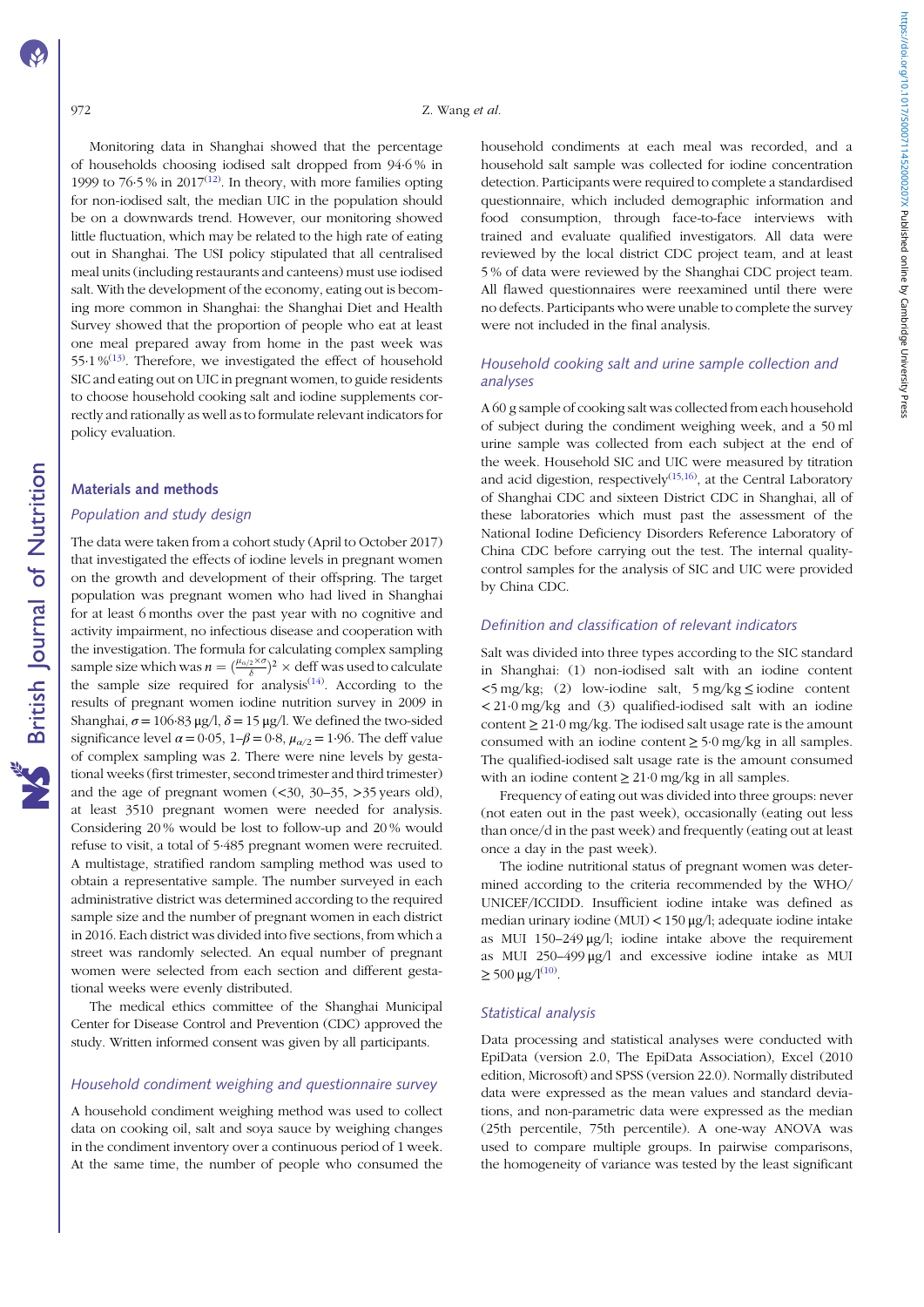Monitoring data in Shanghai showed that the percentage of households choosing iodised salt dropped from 94·6 % in 1999 to 76·5 % in 2017[12]. In theory, with more families opting for non-iodised salt, the median UIC in the population should be on a downwards trend. However, our monitoring showed little fluctuation, which may be related to the high rate of eating out in Shanghai. The USI policy stipulated that all centralised meal units (including restaurants and canteens) must use iodised salt. With the development of the economy, eating out is becoming more common in Shanghai: the Shanghai Diet and Health Survey showed that the proportion of people who eat at least one meal prepared away from home in the past week was 55·1 %[13]. Therefore, we investigated the effect of household SIC and eating out on UIC in pregnant women, to guide residents to choose household cooking salt and iodine supplements correctly and rationally as well as to formulate relevant indicators for policy evaluation.

## Materials and methods

### Population and study design

The data were taken from a cohort study (April to October 2017) that investigated the effects of iodine levels in pregnant women on the growth and development of their offspring. The target population was pregnant women who had lived in Shanghai for at least 6 months over the past year with no cognitive and activity impairment, no infectious disease and cooperation with the investigation. The formula for calculating complex sampling sample size which was $n = (\frac{\mu_{\alpha/2} \times \sigma}{\delta})^2 \times$ deff was used to calculate the sample size required for analysis[14]. According to the results of pregnant women iodine nutrition survey in 2009 in Shanghai, $\sigma = 106·83$ µg/l, $\delta = 15$ µg/l. We defined the two-sided significance level $\alpha = 0·05$, $1–\beta = 0·8$, $\mu_{\alpha/2} = 1·96$. The deff value of complex sampling was 2. There were nine levels by gestational weeks (first trimester, second trimester and third trimester) and the age of pregnant women (<30, 30–35, >35 years old), at least 3510 pregnant women were needed for analysis. Considering 20 % would be lost to follow-up and 20 % would refuse to visit, a total of 5·485 pregnant women were recruited. A multistage, stratified random sampling method was used to obtain a representative sample. The number surveyed in each administrative district was determined according to the required sample size and the number of pregnant women in each district in 2016. Each district was divided into five sections, from which a street was randomly selected. An equal number of pregnant women were selected from each section and different gestational weeks were evenly distributed.

The medical ethics committee of the Shanghai Municipal Center for Disease Control and Prevention (CDC) approved the study. Written informed consent was given by all participants.

### Household condiment weighing and questionnaire survey

A household condiment weighing method was used to collect data on cooking oil, salt and soya sauce by weighing changes in the condiment inventory over a continuous period of 1 week. At the same time, the number of people who consumed the household condiments at each meal was recorded, and a household salt sample was collected for iodine concentration detection. Participants were required to complete a standardised questionnaire, which included demographic information and food consumption, through face-to-face interviews with trained and evaluate qualified investigators. All data were reviewed by the local district CDC project team, and at least 5 % of data were reviewed by the Shanghai CDC project team. All flawed questionnaires were reexamined until there were no defects. Participants who were unable to complete the survey were not included in the final analysis.

### Household cooking salt and urine sample collection and analyses

A 60 g sample of cooking salt was collected from each household of subject during the condiment weighing week, and a 50 ml urine sample was collected from each subject at the end of the week. Household SIC and UIC were measured by titration and acid digestion, respectively[15,16], at the Central Laboratory of Shanghai CDC and sixteen District CDC in Shanghai, all of these laboratories which must past the assessment of the National Iodine Deficiency Disorders Reference Laboratory of China CDC before carrying out the test. The internal quality-control samples for the analysis of SIC and UIC were provided by China CDC.

### Definition and classification of relevant indicators

Salt was divided into three types according to the SIC standard in Shanghai: (1) non-iodised salt with an iodine content <5 mg/kg; (2) low-iodine salt, 5 mg/kg ≤ iodine content < 21·0 mg/kg and (3) qualified-iodised salt with an iodine content ≥ 21·0 mg/kg. The iodised salt usage rate is the amount consumed with an iodine content ≥ 5·0 mg/kg in all samples. The qualified-iodised salt usage rate is the amount consumed with an iodine content ≥ 21·0 mg/kg in all samples.

Frequency of eating out was divided into three groups: never (not eaten out in the past week), occasionally (eating out less than once/d in the past week) and frequently (eating out at least once a day in the past week).

The iodine nutritional status of pregnant women was determined according to the criteria recommended by the WHO/UNICEF/ICCIDD. Insufficient iodine intake was defined as median urinary iodine (MUI) < 150 µg/l; adequate iodine intake as MUI 150–249 µg/l; iodine intake above the requirement as MUI 250–499 µg/l and excessive iodine intake as MUI ≥ 500 µg/l[10].

### Statistical analysis

Data processing and statistical analyses were conducted with EpiData (version 2.0, The EpiData Association), Excel (2010 edition, Microsoft) and SPSS (version 22.0). Normally distributed data were expressed as the mean values and standard deviations, and non-parametric data were expressed as the median (25th percentile, 75th percentile). A one-way ANOVA was used to compare multiple groups. In pairwise comparisons, the homogeneity of variance was tested by the least significant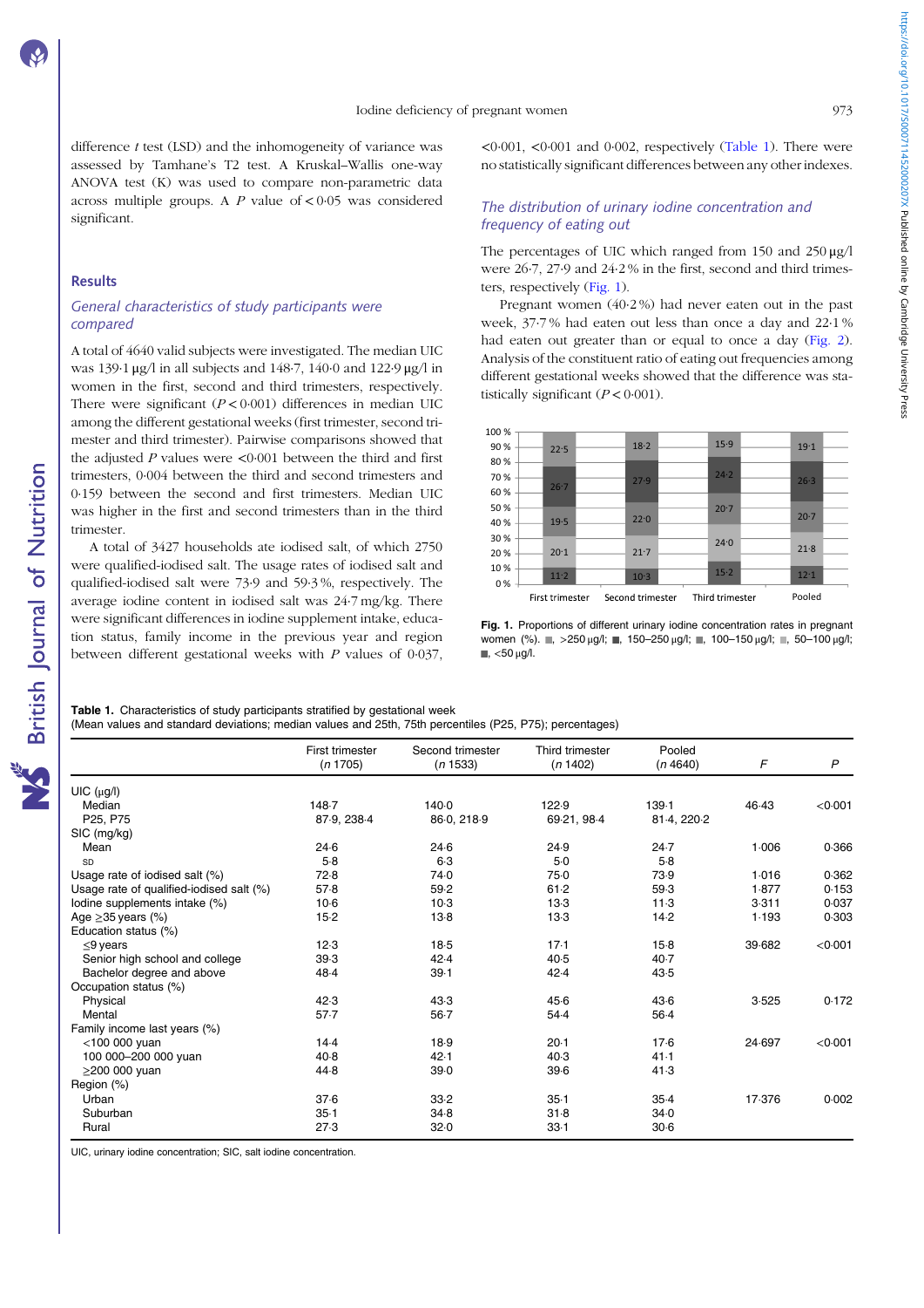difference *t* test (LSD) and the inhomogeneity of variance was assessed by Tamhane's T2 test. A Kruskal–Wallis one-way ANOVA test (K) was used to compare non-parametric data across multiple groups. A *P* value of $< 0.05$ was considered significant.

## Results

### General characteristics of study participants were compared

A total of 4640 valid subjects were investigated. The median UIC was 139·1 μg/l in all subjects and 148·7, 140·0 and 122·9 μg/l in women in the first, second and third trimesters, respectively. There were significant ($P < 0.001$) differences in median UIC among the different gestational weeks (first trimester, second trimester and third trimester). Pairwise comparisons showed that the adjusted *P* values were <0·001 between the third and first trimesters, 0·004 between the third and second trimesters and 0·159 between the second and first trimesters. Median UIC was higher in the first and second trimesters than in the third trimester.

A total of 3427 households ate iodised salt, of which 2750 were qualified-iodised salt. The usage rates of iodised salt and qualified-iodised salt were 73·9 and 59·3 %, respectively. The average iodine content in iodised salt was 24·7 mg/kg. There were significant differences in iodine supplement intake, education status, family income in the previous year and region between different gestational weeks with *P* values of 0·037, <0·001, <0·001 and 0·002, respectively (Table 1). There were no statistically significant differences between any other indexes.

### The distribution of urinary iodine concentration and frequency of eating out

The percentages of UIC which ranged from 150 and 250 μg/l were 26·7, 27·9 and 24·2 % in the first, second and third trimesters, respectively (Fig. 1).

Pregnant women (40·2 %) had never eaten out in the past week, 37·7 % had eaten out less than once a day and 22·1 % had eaten out greater than or equal to once a day (Fig. 2). Analysis of the constituent ratio of eating out frequencies among different gestational weeks showed that the difference was statistically significant ($P < 0.001$).

| | First trimester | Second trimester | Third trimester | Pooled |
|---|---|---|---|---|
| >250 μg/l | 22·5 | 18·2 | 15·9 | 19·1 |
| 150–250 μg/l | 26·7 | 27·9 | 24·2 | 26·3 |
| 100–150 μg/l | 19·5 | 22·0 | 20·7 | 20·7 |
| 50–100 μg/l | 20·1 | 21·7 | 24·0 | 21·8 |
| <50 μg/l | 11·2 | 10·3 | 15·2 | 12·1 |

**Fig. 1.** Proportions of different urinary iodine concentration rates in pregnant women (%). ■, >250 μg/l; ■, 150–250 μg/l; ■, 100–150 μg/l; ■, 50–100 μg/l; ■, <50 μg/l.

**Table 1.** Characteristics of study participants stratified by gestational week
(Mean values and standard deviations; median values and 25th, 75th percentiles (P25, P75); percentages)

| | First trimester (*n* 1705) | Second trimester (*n* 1533) | Third trimester (*n* 1402) | Pooled (*n* 4640) | *F* | *P* |
|---|---|---|---|---|---|---|
| UIC (μg/l) | | | | | | |
| Median | 148·7 | 140·0 | 122·9 | 139·1 | 46·43 | <0·001 |
| P25, P75 | 87·9, 238·4 | 86·0, 218·9 | 69·21, 98·4 | 81·4, 220·2 | | |
| SIC (mg/kg) | | | | | | |
| Mean | 24·6 | 24·6 | 24·9 | 24·7 | 1·006 | 0·366 |
| SD | 5·8 | 6·3 | 5·0 | 5·8 | | |
| Usage rate of iodised salt (%) | 72·8 | 74·0 | 75·0 | 73·9 | 1·016 | 0·362 |
| Usage rate of qualified-iodised salt (%) | 57·8 | 59·2 | 61·2 | 59·3 | 1·877 | 0·153 |
| Iodine supplements intake (%) | 10·6 | 10·3 | 13·3 | 11·3 | 3·311 | 0·037 |
| Age ≥35 years (%) | 15·2 | 13·8 | 13·3 | 14·2 | 1·193 | 0·303 |
| Education status (%) | | | | | | |
| ≤9 years | 12·3 | 18·5 | 17·1 | 15·8 | 39·682 | <0·001 |
| Senior high school and college | 39·3 | 42·4 | 40·5 | 40·7 | | |
| Bachelor degree and above | 48·4 | 39·1 | 42·4 | 43·5 | | |
| Occupation status (%) | | | | | | |
| Physical | 42·3 | 43·3 | 45·6 | 43·6 | 3·525 | 0·172 |
| Mental | 57·7 | 56·7 | 54·4 | 56·4 | | |
| Family income last years (%) | | | | | | |
| <100 000 yuan | 14·4 | 18·9 | 20·1 | 17·6 | 24·697 | <0·001 |
| 100 000–200 000 yuan | 40·8 | 42·1 | 40·3 | 41·1 | | |
| ≥200 000 yuan | 44·8 | 39·0 | 39·6 | 41·3 | | |
| Region (%) | | | | | | |
| Urban | 37·6 | 33·2 | 35·1 | 35·4 | 17·376 | 0·002 |
| Suburban | 35·1 | 34·8 | 31·8 | 34·0 | | |
| Rural | 27·3 | 32·0 | 33·1 | 30·6 | | |

UIC, urinary iodine concentration; SIC, salt iodine concentration.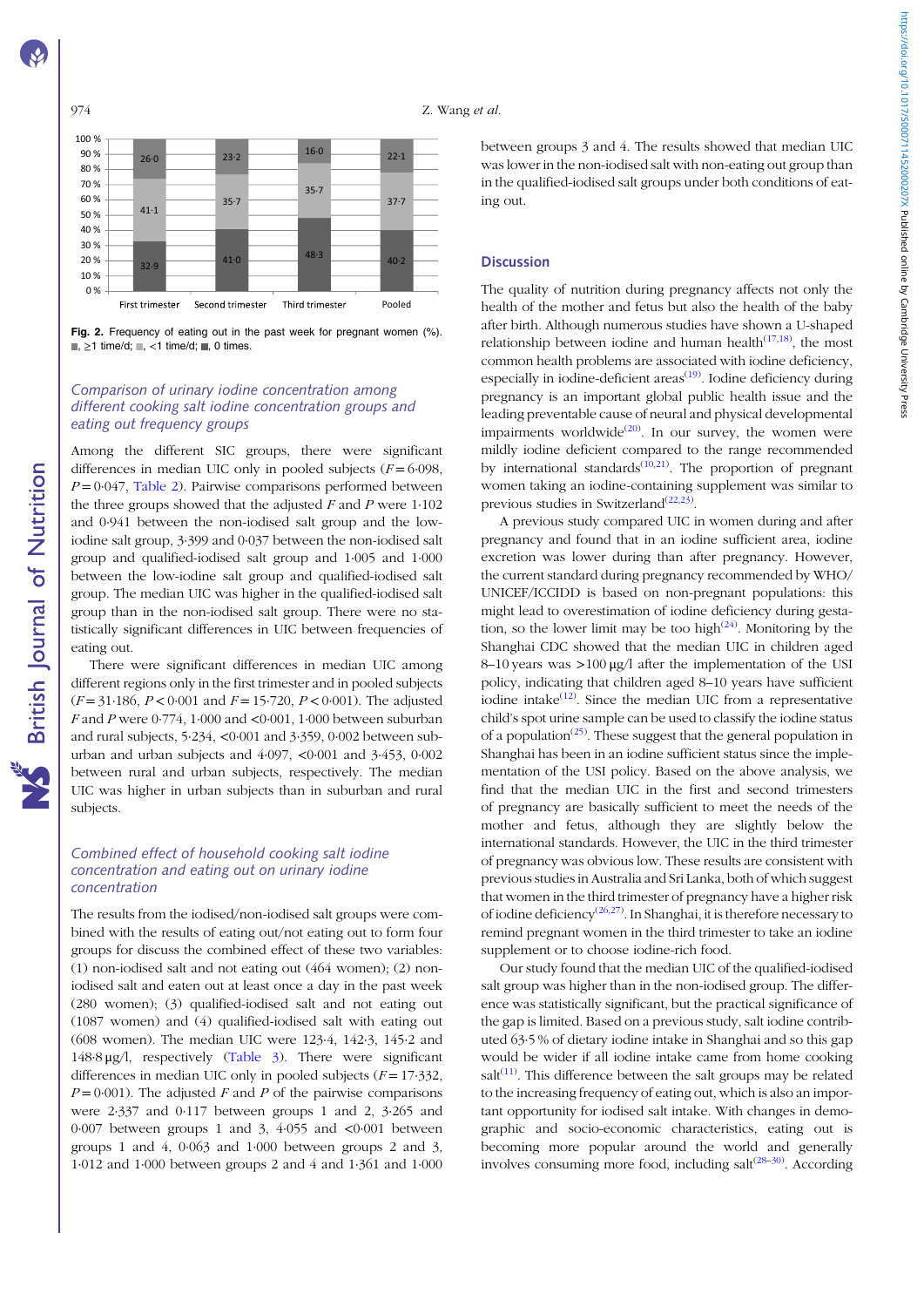| | First trimester | Second trimester | Third trimester | Pooled |
|---|---|---|---|---|
| ≥1 time/d | 26·0 | 23·2 | 16·0 | 22·1 |
| <1 time/d | 41·1 | 35·7 | 35·7 | 37·7 |
| 0 times | 32·9 | 41·0 | 48·3 | 40·2 |

**Fig. 2.** Frequency of eating out in the past week for pregnant women (%). ■, ≥1 time/d; ■, <1 time/d; ■, 0 times.

### *Comparison of urinary iodine concentration among different cooking salt iodine concentration groups and eating out frequency groups*

Among the different SIC groups, there were significant differences in median UIC only in pooled subjects ($F = 6{\cdot}098$, $P = 0{\cdot}047$, Table 2). Pairwise comparisons performed between the three groups showed that the adjusted $F$ and $P$ were 1·102 and 0·941 between the non-iodised salt group and the low-iodine salt group, 3·399 and 0·037 between the non-iodised salt group and qualified-iodised salt group and 1·005 and 1·000 between the low-iodine salt group and qualified-iodised salt group. The median UIC was higher in the qualified-iodised salt group than in the non-iodised salt group. There were no statistically significant differences in UIC between frequencies of eating out.

There were significant differences in median UIC among different regions only in the first trimester and in pooled subjects ($F = 31{\cdot}186$, $P < 0{\cdot}001$ and $F = 15{\cdot}720$, $P < 0{\cdot}001$). The adjusted $F$ and $P$ were 0·774, 1·000 and <0·001, 1·000 between suburban and rural subjects, 5·234, <0·001 and 3·359, 0·002 between suburban and urban subjects and 4·097, <0·001 and 3·453, 0·002 between rural and urban subjects, respectively. The median UIC was higher in urban subjects than in suburban and rural subjects.

### *Combined effect of household cooking salt iodine concentration and eating out on urinary iodine concentration*

The results from the iodised/non-iodised salt groups were combined with the results of eating out/not eating out to form four groups for discuss the combined effect of these two variables: (1) non-iodised salt and not eating out (464 women); (2) non-iodised salt and eaten out at least once a day in the past week (280 women); (3) qualified-iodised salt and not eating out (1087 women) and (4) qualified-iodised salt with eating out (608 women). The median UIC were 123·4, 142·3, 145·2 and 148·8 μg/l, respectively (Table 3). There were significant differences in median UIC only in pooled subjects ($F = 17{\cdot}332$, $P = 0{\cdot}001$). The adjusted $F$ and $P$ of the pairwise comparisons were 2·337 and 0·117 between groups 1 and 2, 3·265 and 0·007 between groups 1 and 3, 4·055 and <0·001 between groups 1 and 4, 0·063 and 1·000 between groups 2 and 3, 1·012 and 1·000 between groups 2 and 4 and 1·361 and 1·000 between groups 3 and 4. The results showed that median UIC was lower in the non-iodised salt with non-eating out group than in the qualified-iodised salt groups under both conditions of eating out.

## Discussion

The quality of nutrition during pregnancy affects not only the health of the mother and fetus but also the health of the baby after birth. Although numerous studies have shown a U-shaped relationship between iodine and human health[17,18], the most common health problems are associated with iodine deficiency, especially in iodine-deficient areas[19]. Iodine deficiency during pregnancy is an important global public health issue and the leading preventable cause of neural and physical developmental impairments worldwide[20]. In our survey, the women were mildly iodine deficient compared to the range recommended by international standards[10,21]. The proportion of pregnant women taking an iodine-containing supplement was similar to previous studies in Switzerland[22,23].

A previous study compared UIC in women during and after pregnancy and found that in an iodine sufficient area, iodine excretion was lower during than after pregnancy. However, the current standard during pregnancy recommended by WHO/UNICEF/ICCIDD is based on non-pregnant populations: this might lead to overestimation of iodine deficiency during gestation, so the lower limit may be too high[24]. Monitoring by the Shanghai CDC showed that the median UIC in children aged 8–10 years was >100 μg/l after the implementation of the USI policy, indicating that children aged 8–10 years have sufficient iodine intake[12]. Since the median UIC from a representative child's spot urine sample can be used to classify the iodine status of a population[25]. These suggest that the general population in Shanghai has been in an iodine sufficient status since the implementation of the USI policy. Based on the above analysis, we find that the median UIC in the first and second trimesters of pregnancy are basically sufficient to meet the needs of the mother and fetus, although they are slightly below the international standards. However, the UIC in the third trimester of pregnancy was obvious low. These results are consistent with previous studies in Australia and Sri Lanka, both of which suggest that women in the third trimester of pregnancy have a higher risk of iodine deficiency[26,27]. In Shanghai, it is therefore necessary to remind pregnant women in the third trimester to take an iodine supplement or to choose iodine-rich food.

Our study found that the median UIC of the qualified-iodised salt group was higher than in the non-iodised group. The difference was statistically significant, but the practical significance of the gap is limited. Based on a previous study, salt iodine contributed 63·5 % of dietary iodine intake in Shanghai and so this gap would be wider if all iodine intake came from home cooking salt[11]. This difference between the salt groups may be related to the increasing frequency of eating out, which is also an important opportunity for iodised salt intake. With changes in demographic and socio-economic characteristics, eating out is becoming more popular around the world and generally involves consuming more food, including salt[28–30]. According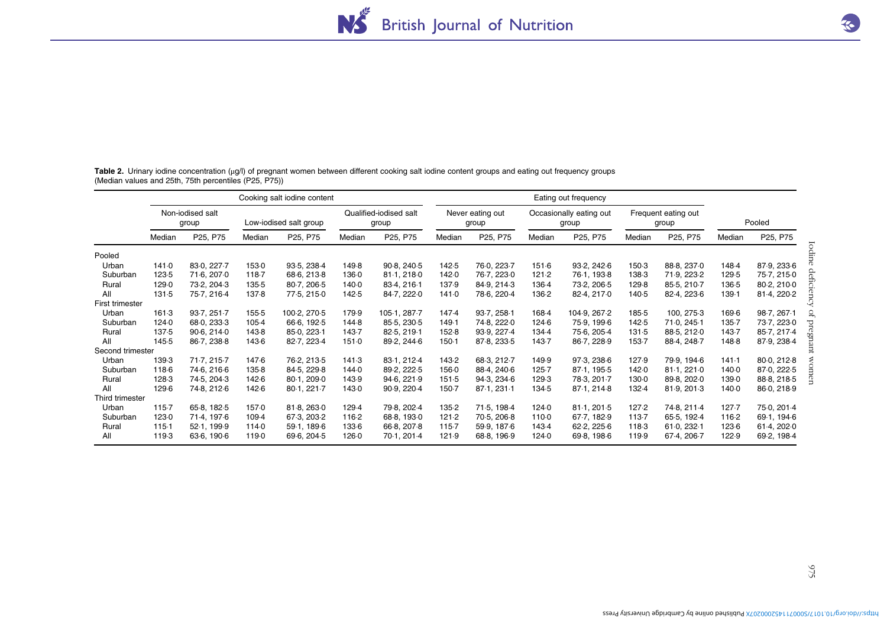**Table 2.** Urinary iodine concentration (μg/l) of pregnant women between different cooking salt iodine content groups and eating out frequency groups (Median values and 25th, 75th percentiles (P25, P75))

| | Cooking salt iodine content | | | | | | Eating out frequency | | | | | | | |
|---|---|---|---|---|---|---|---|---|---|---|---|---|---|---|
| | Non-iodised salt group | | Low-iodised salt group | | Qualified-iodised salt group | | Never eating out group | | Occasionally eating out group | | Frequent eating out group | | Pooled | |
| | Median | P25, P75 | Median | P25, P75 | Median | P25, P75 | Median | P25, P75 | Median | P25, P75 | Median | P25, P75 | Median | P25, P75 |
| Pooled | | | | | | | | | | | | | | |
| Urban | 141·0 | 83·0, 227·7 | 153·0 | 93·5, 238·4 | 149·8 | 90·8, 240·5 | 142·5 | 76·0, 223·7 | 151·6 | 93·2, 242·6 | 150·3 | 88·8, 237·0 | 148·4 | 87·9, 233·6 |
| Suburban | 123·5 | 71·6, 207·0 | 118·7 | 68·6, 213·8 | 136·0 | 81·1, 218·0 | 142·0 | 76·7, 223·0 | 121·2 | 76·1, 193·8 | 138·3 | 71·9, 223·2 | 129·5 | 75·7, 215·0 |
| Rural | 129·0 | 73·2, 204·3 | 135·5 | 80·7, 206·5 | 140·0 | 83·4, 216·1 | 137·9 | 84·9, 214·3 | 136·4 | 73·2, 206·5 | 129·8 | 85·5, 210·7 | 136·5 | 80·2, 210·0 |
| All | 131·5 | 75·7, 216·4 | 137·8 | 77·5, 215·0 | 142·5 | 84·7, 222·0 | 141·0 | 78·6, 220·4 | 136·2 | 82·4, 217·0 | 140·5 | 82·4, 223·6 | 139·1 | 81·4, 220·2 |
| First trimester | | | | | | | | | | | | | | |
| Urban | 161·3 | 93·7, 251·7 | 155·5 | 100·2, 270·5 | 179·9 | 105·1, 287·7 | 147·4 | 93·7, 258·1 | 168·4 | 104·9, 267·2 | 185·5 | 100, 275·3 | 169·6 | 98·7, 267·1 |
| Suburban | 124·0 | 68·0, 233·3 | 105·4 | 66·6, 192·5 | 144·8 | 85·5, 230·5 | 149·1 | 74·8, 222·0 | 124·6 | 75·9, 199·6 | 142·5 | 71·0, 245·1 | 135·7 | 73·7, 223·0 |
| Rural | 137·5 | 90·6, 214·0 | 143·8 | 85·0, 223·1 | 143·7 | 82·5, 219·1 | 152·8 | 93·9, 227·4 | 134·4 | 75·6, 205·4 | 131·5 | 88·5, 212·0 | 143·7 | 85·7, 217·4 |
| All | 145·5 | 86·7, 238·8 | 143·6 | 82·7, 223·4 | 151·0 | 89·2, 244·6 | 150·1 | 87·8, 233·5 | 143·7 | 86·7, 228·9 | 153·7 | 88·4, 248·7 | 148·8 | 87·9, 238·4 |
| Second trimester | | | | | | | | | | | | | | |
| Urban | 139·3 | 71·7, 215·7 | 147·6 | 76·2, 213·5 | 141·3 | 83·1, 212·4 | 143·2 | 68·3, 212·7 | 149·9 | 97·3, 238·6 | 127·9 | 79·9, 194·6 | 141·1 | 80·0, 212·8 |
| Suburban | 118·6 | 74·6, 216·6 | 135·8 | 84·5, 229·8 | 144·0 | 89·2, 222·5 | 156·0 | 88·4, 240·6 | 125·7 | 87·1, 195·5 | 142·0 | 81·1, 221·0 | 140·0 | 87·0, 222·5 |
| Rural | 128·3 | 74·5, 204·3 | 142·6 | 80·1, 209·0 | 143·9 | 94·6, 221·9 | 151·5 | 94·3, 234·6 | 129·3 | 78·3, 201·7 | 130·0 | 89·8, 202·0 | 139·0 | 88·8, 218·5 |
| All | 129·6 | 74·8, 212·6 | 142·6 | 80·1, 221·7 | 143·0 | 90·9, 220·4 | 150·7 | 87·1, 231·1 | 134·5 | 87·1, 214·8 | 132·4 | 81·9, 201·3 | 140·0 | 86·0, 218·9 |
| Third trimester | | | | | | | | | | | | | | |
| Urban | 115·7 | 65·8, 182·5 | 157·0 | 81·8, 263·0 | 129·4 | 79·8, 202·4 | 135·2 | 71·5, 198·4 | 124·0 | 81·1, 201·5 | 127·2 | 74·8, 211·4 | 127·7 | 75·0, 201·4 |
| Suburban | 123·0 | 71·4, 197·6 | 109·4 | 67·3, 203·2 | 116·2 | 68·8, 193·0 | 121·2 | 70·5, 206·8 | 110·0 | 67·7, 182·9 | 113·7 | 65·5, 192·4 | 116·2 | 69·1, 194·6 |
| Rural | 115·1 | 52·1, 199·9 | 114·0 | 59·1, 189·6 | 133·6 | 66·8, 207·8 | 115·7 | 59·9, 187·6 | 143·4 | 62·2, 225·6 | 118·3 | 61·0, 232·1 | 123·6 | 61·4, 202·0 |
| All | 119·3 | 63·6, 190·6 | 119·0 | 69·6, 204·5 | 126·0 | 70·1, 201·4 | 121·9 | 68·8, 196·9 | 124·0 | 69·8, 198·6 | 119·9 | 67·4, 206·7 | 122·9 | 69·2, 198·4 |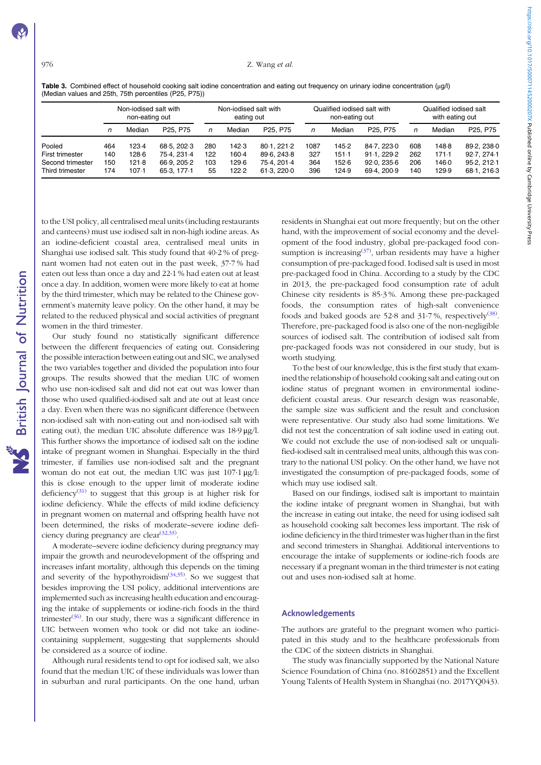**Table 3.** Combined effect of household cooking salt iodine concentration and eating out frequency on urinary iodine concentration (μg/l) (Median values and 25th, 75th percentiles (P25, P75))

| | Non-iodised salt with non-eating out | | | Non-iodised salt with eating out | | | Qualified iodised salt with non-eating out | | | Qualified iodised salt with eating out | | |
|---|---|---|---|---|---|---|---|---|---|---|---|---|
| | *n* | Median | P25, P75 | *n* | Median | P25, P75 | *n* | Median | P25, P75 | *n* | Median | P25, P75 |
| Pooled | 464 | 123·4 | 68·5, 202·3 | 280 | 142·3 | 80·1, 221·2 | 1087 | 145·2 | 84·7, 223·0 | 608 | 148·8 | 89·2, 238·0 |
| First trimester | 140 | 128·6 | 75·4, 231·4 | 122 | 160·4 | 89·6, 243·8 | 327 | 151·1 | 91·1, 229·2 | 262 | 171·1 | 92·7, 274·1 |
| Second trimester | 150 | 121·8 | 66·9, 205·2 | 103 | 129·6 | 75·4, 201·4 | 364 | 152·6 | 92·0, 235·6 | 206 | 146·0 | 95·2, 212·1 |
| Third trimester | 174 | 107·1 | 65·3, 177·1 | 55 | 122·2 | 61·3, 220·0 | 396 | 124·9 | 69·4, 200·9 | 140 | 129·9 | 68·1, 216·3 |

to the USI policy, all centralised meal units (including restaurants and canteens) must use iodised salt in non-high iodine areas. As an iodine-deficient coastal area, centralised meal units in Shanghai use iodised salt. This study found that 40·2 % of pregnant women had not eaten out in the past week, 37·7 % had eaten out less than once a day and 22·1 % had eaten out at least once a day. In addition, women were more likely to eat at home by the third trimester, which may be related to the Chinese government's maternity leave policy. On the other hand, it may be related to the reduced physical and social activities of pregnant women in the third trimester.

Our study found no statistically significant difference between the different frequencies of eating out. Considering the possible interaction between eating out and SIC, we analysed the two variables together and divided the population into four groups. The results showed that the median UIC of women who use non-iodised salt and did not eat out was lower than those who used qualified-iodised salt and ate out at least once a day. Even when there was no significant difference (between non-iodised salt with non-eating out and non-iodised salt with eating out), the median UIC absolute difference was 18·9 μg/l. This further shows the importance of iodised salt on the iodine intake of pregnant women in Shanghai. Especially in the third trimester, if families use non-iodised salt and the pregnant woman do not eat out, the median UIC was just 107·1 μg/l: this is close enough to the upper limit of moderate iodine deficiency[31] to suggest that this group is at higher risk for iodine deficiency. While the effects of mild iodine deficiency in pregnant women on maternal and offspring health have not been determined, the risks of moderate–severe iodine deficiency during pregnancy are clear[32,33].

A moderate–severe iodine deficiency during pregnancy may impair the growth and neurodevelopment of the offspring and increases infant mortality, although this depends on the timing and severity of the hypothyroidism[34,35]. So we suggest that besides improving the USI policy, additional interventions are implemented such as increasing health education and encouraging the intake of supplements or iodine-rich foods in the third trimester[36]. In our study, there was a significant difference in UIC between women who took or did not take an iodine-containing supplement, suggesting that supplements should be considered as a source of iodine.

Although rural residents tend to opt for iodised salt, we also found that the median UIC of these individuals was lower than in suburban and rural participants. On the one hand, urban residents in Shanghai eat out more frequently; but on the other hand, with the improvement of social economy and the development of the food industry, global pre-packaged food consumption is increasing[37], urban residents may have a higher consumption of pre-packaged food. Iodised salt is used in most pre-packaged food in China. According to a study by the CDC in 2013, the pre-packaged food consumption rate of adult Chinese city residents is 85·3 %. Among these pre-packaged foods, the consumption rates of high-salt convenience foods and baked goods are 52·8 and 31·7 %, respectively[38]. Therefore, pre-packaged food is also one of the non-negligible sources of iodised salt. The contribution of iodised salt from pre-packaged foods was not considered in our study, but is worth studying.

To the best of our knowledge, this is the first study that examined the relationship of household cooking salt and eating out on iodine status of pregnant women in environmental iodine-deficient coastal areas. Our research design was reasonable, the sample size was sufficient and the result and conclusion were representative. Our study also had some limitations. We did not test the concentration of salt iodine used in eating out. We could not exclude the use of non-iodised salt or unqualified-iodised salt in centralised meal units, although this was contrary to the national USI policy. On the other hand, we have not investigated the consumption of pre-packaged foods, some of which may use iodised salt.

Based on our findings, iodised salt is important to maintain the iodine intake of pregnant women in Shanghai, but with the increase in eating out intake, the need for using iodised salt as household cooking salt becomes less important. The risk of iodine deficiency in the third trimester was higher than in the first and second trimesters in Shanghai. Additional interventions to encourage the intake of supplements or iodine-rich foods are necessary if a pregnant woman in the third trimester is not eating out and uses non-iodised salt at home.

## Acknowledgements

The authors are grateful to the pregnant women who participated in this study and to the healthcare professionals from the CDC of the sixteen districts in Shanghai.

The study was financially supported by the National Nature Science Foundation of China (no. 81602851) and the Excellent Young Talents of Health System in Shanghai (no. 2017YQ043).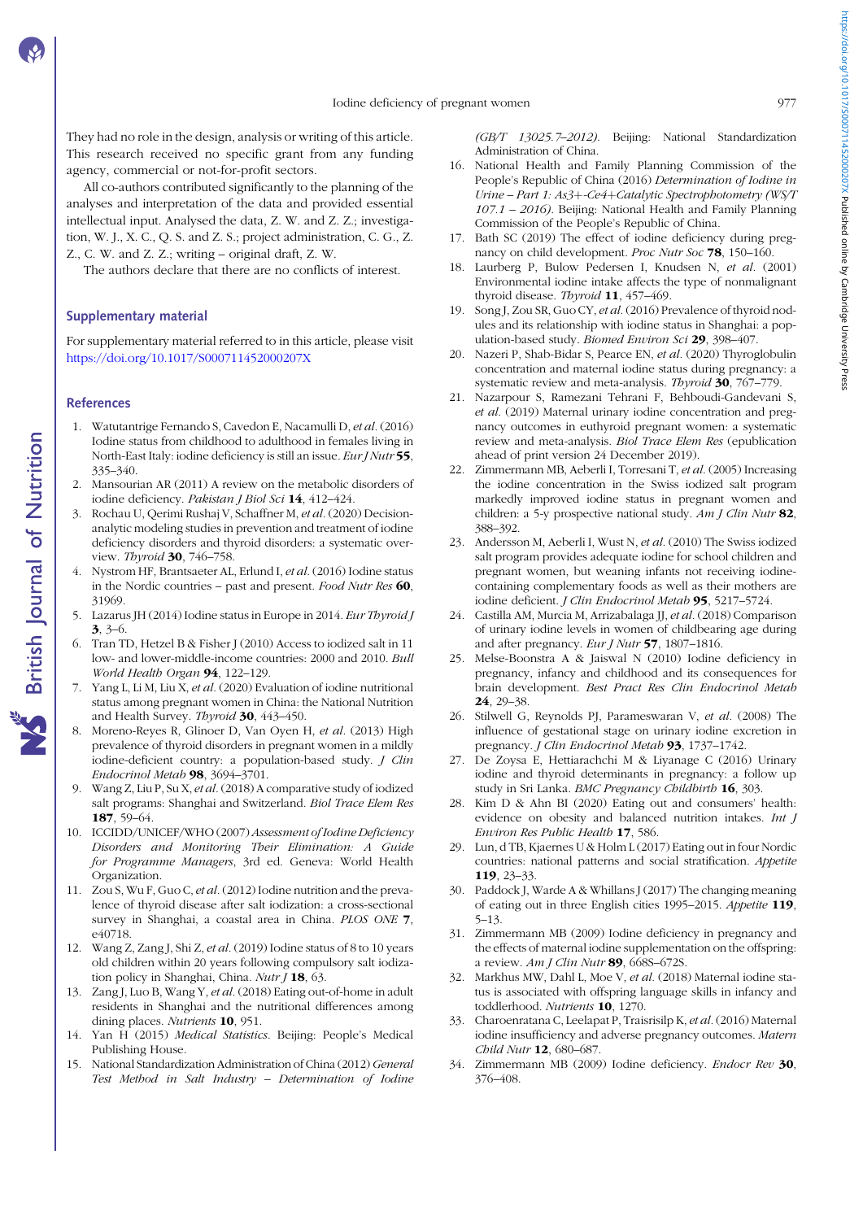They had no role in the design, analysis or writing of this article. This research received no specific grant from any funding agency, commercial or not-for-profit sectors.

All co-authors contributed significantly to the planning of the analyses and interpretation of the data and provided essential intellectual input. Analysed the data, Z. W. and Z. Z.; investigation, W. J., X. C., Q. S. and Z. S.; project administration, C. G., Z. Z., C. W. and Z. Z.; writing – original draft, Z. W.

The authors declare that there are no conflicts of interest.

## Supplementary material

For supplementary material referred to in this article, please visit https://doi.org/10.1017/S000711452000207X

## References

1. Watutantrige Fernando S, Cavedon E, Nacamulli D, *et al.* (2016) Iodine status from childhood to adulthood in females living in North-East Italy: iodine deficiency is still an issue. *Eur J Nutr* **55**, 335–340.
2. Mansourian AR (2011) A review on the metabolic disorders of iodine deficiency. *Pakistan J Biol Sci* **14**, 412–424.
3. Rochau U, Qerimi Rushaj V, Schaffner M, *et al.* (2020) Decision-analytic modeling studies in prevention and treatment of iodine deficiency disorders and thyroid disorders: a systematic overview. *Thyroid* **30**, 746–758.
4. Nystrom HF, Brantsaeter AL, Erlund I, *et al.* (2016) Iodine status in the Nordic countries – past and present. *Food Nutr Res* **60**, 31969.
5. Lazarus JH (2014) Iodine status in Europe in 2014. *Eur Thyroid J* **3**, 3–6.
6. Tran TD, Hetzel B & Fisher J (2010) Access to iodized salt in 11 low- and lower-middle-income countries: 2000 and 2010. *Bull World Health Organ* **94**, 122–129.
7. Yang L, Li M, Liu X, *et al.* (2020) Evaluation of iodine nutritional status among pregnant women in China: the National Nutrition and Health Survey. *Thyroid* **30**, 443–450.
8. Moreno-Reyes R, Glinoer D, Van Oyen H, *et al.* (2013) High prevalence of thyroid disorders in pregnant women in a mildly iodine-deficient country: a population-based study. *J Clin Endocrinol Metab* **98**, 3694–3701.
9. Wang Z, Liu P, Su X, *et al.* (2018) A comparative study of iodized salt programs: Shanghai and Switzerland. *Biol Trace Elem Res* **187**, 59–64.
10. ICCIDD/UNICEF/WHO (2007) *Assessment of Iodine Deficiency Disorders and Monitoring Their Elimination: A Guide for Programme Managers*, 3rd ed. Geneva: World Health Organization.
11. Zou S, Wu F, Guo C, *et al.* (2012) Iodine nutrition and the prevalence of thyroid disease after salt iodization: a cross-sectional survey in Shanghai, a coastal area in China. *PLOS ONE* **7**, e40718.
12. Wang Z, Zang J, Shi Z, *et al.* (2019) Iodine status of 8 to 10 years old children within 20 years following compulsory salt iodization policy in Shanghai, China. *Nutr J* **18**, 63.
13. Zang J, Luo B, Wang Y, *et al.* (2018) Eating out-of-home in adult residents in Shanghai and the nutritional differences among dining places. *Nutrients* **10**, 951.
14. Yan H (2015) *Medical Statistics*. Beijing: People's Medical Publishing House.
15. National Standardization Administration of China (2012) *General Test Method in Salt Industry – Determination of Iodine (GB/T 13025.7–2012)*. Beijing: National Standardization Administration of China.
16. National Health and Family Planning Commission of the People's Republic of China (2016) *Determination of Iodine in Urine – Part 1: As3+-Ce4+Catalytic Spectrophotometry (WS/T 107.1 – 2016)*. Beijing: National Health and Family Planning Commission of the People's Republic of China.
17. Bath SC (2019) The effect of iodine deficiency during pregnancy on child development. *Proc Nutr Soc* **78**, 150–160.
18. Laurberg P, Bulow Pedersen I, Knudsen N, *et al.* (2001) Environmental iodine intake affects the type of nonmalignant thyroid disease. *Thyroid* **11**, 457–469.
19. Song J, Zou SR, Guo CY, *et al.* (2016) Prevalence of thyroid nodules and its relationship with iodine status in Shanghai: a population-based study. *Biomed Environ Sci* **29**, 398–407.
20. Nazeri P, Shab-Bidar S, Pearce EN, *et al.* (2020) Thyroglobulin concentration and maternal iodine status during pregnancy: a systematic review and meta-analysis. *Thyroid* **30**, 767–779.
21. Nazarpour S, Ramezani Tehrani F, Behboudi-Gandevani S, *et al.* (2019) Maternal urinary iodine concentration and pregnancy outcomes in euthyroid pregnant women: a systematic review and meta-analysis. *Biol Trace Elem Res* (epublication ahead of print version 24 December 2019).
22. Zimmermann MB, Aeberli I, Torresani T, *et al.* (2005) Increasing the iodine concentration in the Swiss iodized salt program markedly improved iodine status in pregnant women and children: a 5-y prospective national study. *Am J Clin Nutr* **82**, 388–392.
23. Andersson M, Aeberli I, Wust N, *et al.* (2010) The Swiss iodized salt program provides adequate iodine for school children and pregnant women, but weaning infants not receiving iodine-containing complementary foods as well as their mothers are iodine deficient. *J Clin Endocrinol Metab* **95**, 5217–5724.
24. Castilla AM, Murcia M, Arrizabalaga JJ, *et al.* (2018) Comparison of urinary iodine levels in women of childbearing age during and after pregnancy. *Eur J Nutr* **57**, 1807–1816.
25. Melse-Boonstra A & Jaiswal N (2010) Iodine deficiency in pregnancy, infancy and childhood and its consequences for brain development. *Best Pract Res Clin Endocrinol Metab* **24**, 29–38.
26. Stilwell G, Reynolds PJ, Parameswaran V, *et al.* (2008) The influence of gestational stage on urinary iodine excretion in pregnancy. *J Clin Endocrinol Metab* **93**, 1737–1742.
27. De Zoysa E, Hettiarachchi M & Liyanage C (2016) Urinary iodine and thyroid determinants in pregnancy: a follow up study in Sri Lanka. *BMC Pregnancy Childbirth* **16**, 303.
28. Kim D & Ahn BI (2020) Eating out and consumers' health: evidence on obesity and balanced nutrition intakes. *Int J Environ Res Public Health* **17**, 586.
29. Lun, d TB, Kjaernes U & Holm L (2017) Eating out in four Nordic countries: national patterns and social stratification. *Appetite* **119**, 23–33.
30. Paddock J, Warde A & Whillans J (2017) The changing meaning of eating out in three English cities 1995–2015. *Appetite* **119**, 5–13.
31. Zimmermann MB (2009) Iodine deficiency in pregnancy and the effects of maternal iodine supplementation on the offspring: a review. *Am J Clin Nutr* **89**, 668S–672S.
32. Markhus MW, Dahl L, Moe V, *et al.* (2018) Maternal iodine status is associated with offspring language skills in infancy and toddlerhood. *Nutrients* **10**, 1270.
33. Charoenratana C, Leelapat P, Traisrisilp K, *et al.* (2016) Maternal iodine insufficiency and adverse pregnancy outcomes. *Matern Child Nutr* **12**, 680–687.
34. Zimmermann MB (2009) Iodine deficiency. *Endocr Rev* **30**, 376–408.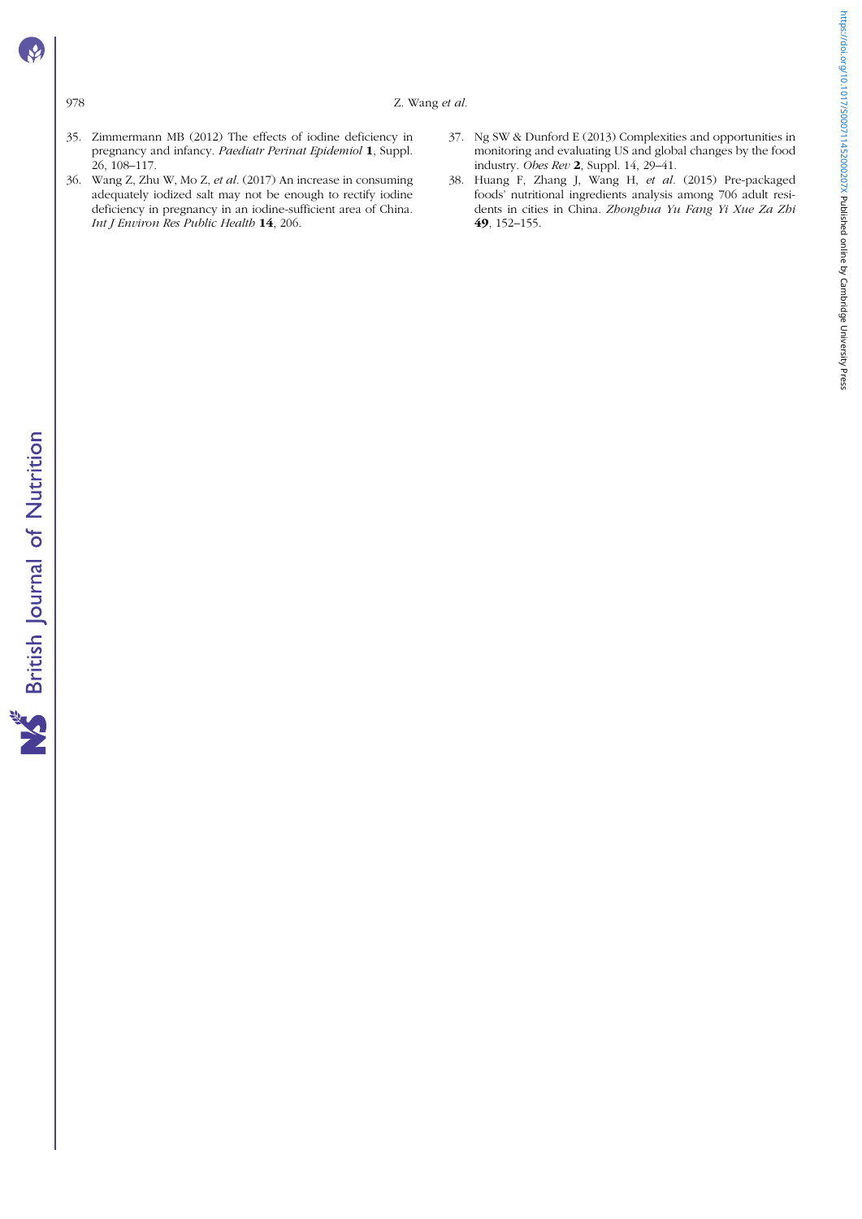35. Zimmermann MB (2012) The effects of iodine deficiency in pregnancy and infancy. *Paediatr Perinat Epidemiol* **1**, Suppl. 26, 108–117.
36. Wang Z, Zhu W, Mo Z, *et al.* (2017) An increase in consuming adequately iodized salt may not be enough to rectify iodine deficiency in pregnancy in an iodine-sufficient area of China. *Int J Environ Res Public Health* **14**, 206.
37. Ng SW & Dunford E (2013) Complexities and opportunities in monitoring and evaluating US and global changes by the food industry. *Obes Rev* **2**, Suppl. 14, 29–41.
38. Huang F, Zhang J, Wang H, *et al.* (2015) Pre-packaged foods' nutritional ingredients analysis among 706 adult residents in cities in China. *Zhonghua Yu Fang Yi Xue Za Zhi* **49**, 152–155.